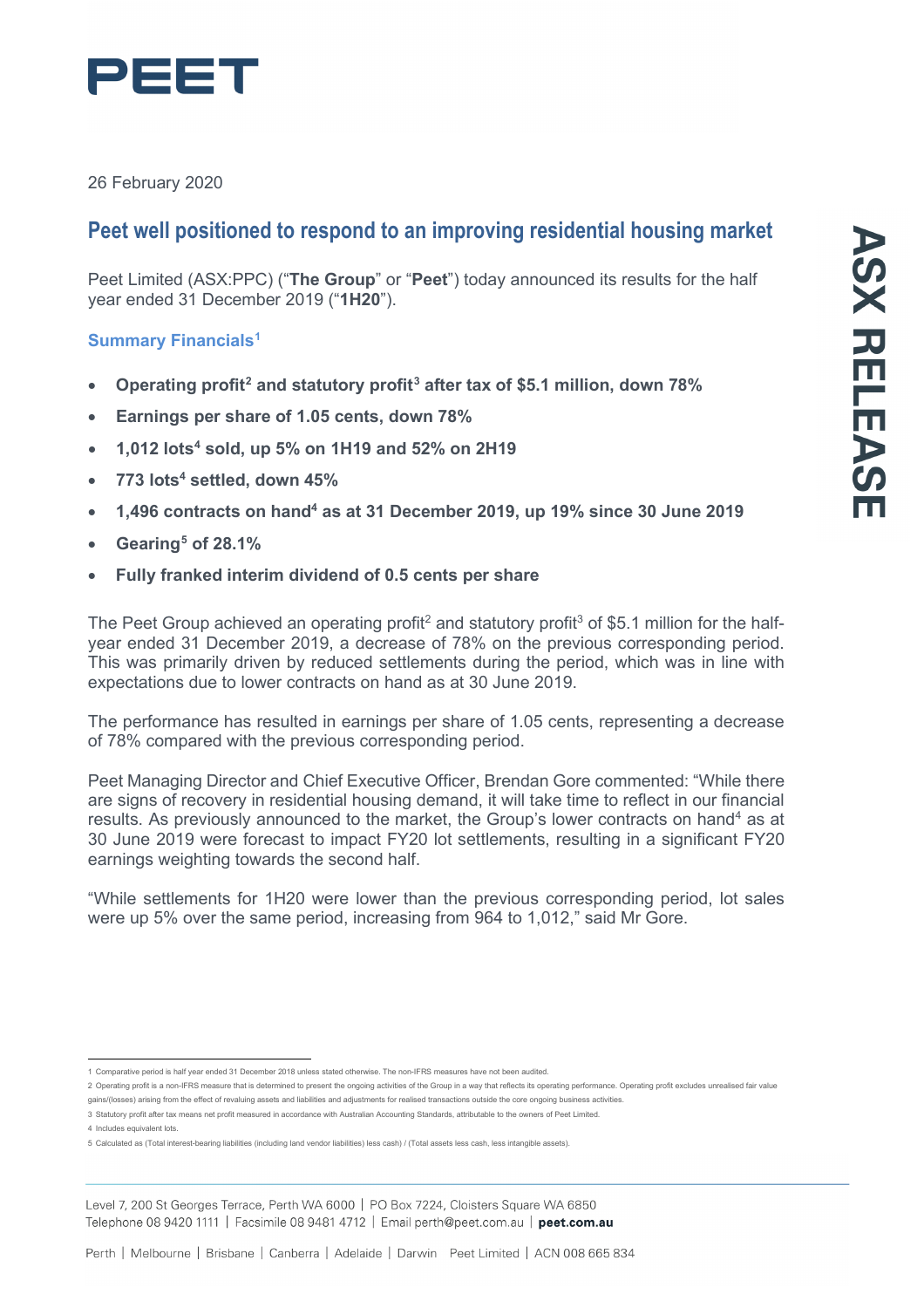26 February 2020

## Peet well positioned to respond to an improving residential housing market

Peet Limited (ASX:PPC) ("**The Group**" or "**Peet**") today announced its results for the half year ended 31 December 2019 ("**1H20**").

### Summary Financials[1]

- **Operating profit[2] and statutory profit[3] after tax of $5.1 million, down 78%**
- **Earnings per share of 1.05 cents, down 78%**
- **1,012 lots[4] sold, up 5% on 1H19 and 52% on 2H19**
- **773 lots[4] settled, down 45%**
- **1,496 contracts on hand[4] as at 31 December 2019, up 19% since 30 June 2019**
- **Gearing[5] of 28.1%**
- **Fully franked interim dividend of 0.5 cents per share**

The Peet Group achieved an operating profit[2] and statutory profit[3] of $5.1 million for the half-year ended 31 December 2019, a decrease of 78% on the previous corresponding period. This was primarily driven by reduced settlements during the period, which was in line with expectations due to lower contracts on hand as at 30 June 2019.

The performance has resulted in earnings per share of 1.05 cents, representing a decrease of 78% compared with the previous corresponding period.

Peet Managing Director and Chief Executive Officer, Brendan Gore commented: "While there are signs of recovery in residential housing demand, it will take time to reflect in our financial results. As previously announced to the market, the Group's lower contracts on hand[4] as at 30 June 2019 were forecast to impact FY20 lot settlements, resulting in a significant FY20 earnings weighting towards the second half.

"While settlements for 1H20 were lower than the previous corresponding period, lot sales were up 5% over the same period, increasing from 964 to 1,012," said Mr Gore.

---

1 Comparative period is half year ended 31 December 2018 unless stated otherwise. The non-IFRS measures have not been audited.

2 Operating profit is a non-IFRS measure that is determined to present the ongoing activities of the Group in a way that reflects its operating performance. Operating profit excludes unrealised fair value gains/(losses) arising from the effect of revaluing assets and liabilities and adjustments for realised transactions outside the core ongoing business activities.

3 Statutory profit after tax means net profit measured in accordance with Australian Accounting Standards, attributable to the owners of Peet Limited.

4 Includes equivalent lots.

5 Calculated as (Total interest-bearing liabilities (including land vendor liabilities) less cash) / (Total assets less cash, less intangible assets).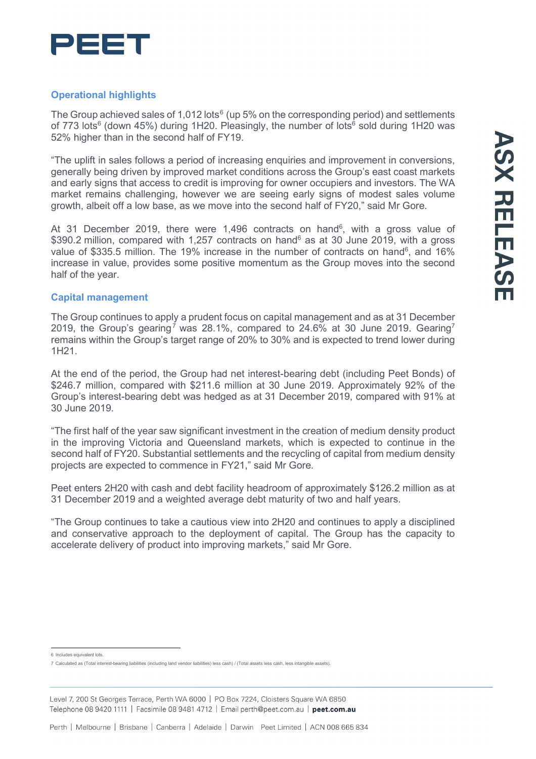## Operational highlights

The Group achieved sales of 1,012 lots[6] (up 5% on the corresponding period) and settlements of 773 lots[6] (down 45%) during 1H20. Pleasingly, the number of lots[6] sold during 1H20 was 52% higher than in the second half of FY19.

"The uplift in sales follows a period of increasing enquiries and improvement in conversions, generally being driven by improved market conditions across the Group's east coast markets and early signs that access to credit is improving for owner occupiers and investors. The WA market remains challenging, however we are seeing early signs of modest sales volume growth, albeit off a low base, as we move into the second half of FY20," said Mr Gore.

At 31 December 2019, there were 1,496 contracts on hand[6], with a gross value of $390.2 million, compared with 1,257 contracts on hand[6] as at 30 June 2019, with a gross value of $335.5 million. The 19% increase in the number of contracts on hand[6], and 16% increase in value, provides some positive momentum as the Group moves into the second half of the year.

## Capital management

The Group continues to apply a prudent focus on capital management and as at 31 December 2019, the Group's gearing[7] was 28.1%, compared to 24.6% at 30 June 2019. Gearing[7] remains within the Group's target range of 20% to 30% and is expected to trend lower during 1H21.

At the end of the period, the Group had net interest-bearing debt (including Peet Bonds) of $246.7 million, compared with $211.6 million at 30 June 2019. Approximately 92% of the Group's interest-bearing debt was hedged as at 31 December 2019, compared with 91% at 30 June 2019.

"The first half of the year saw significant investment in the creation of medium density product in the improving Victoria and Queensland markets, which is expected to continue in the second half of FY20. Substantial settlements and the recycling of capital from medium density projects are expected to commence in FY21," said Mr Gore.

Peet enters 2H20 with cash and debt facility headroom of approximately $126.2 million as at 31 December 2019 and a weighted average debt maturity of two and half years.

"The Group continues to take a cautious view into 2H20 and continues to apply a disciplined and conservative approach to the deployment of capital. The Group has the capacity to accelerate delivery of product into improving markets," said Mr Gore.

---

6 Includes equivalent lots.

7 Calculated as (Total interest-bearing liabilities (including land vendor liabilities) less cash) / (Total assets less cash, less intangible assets).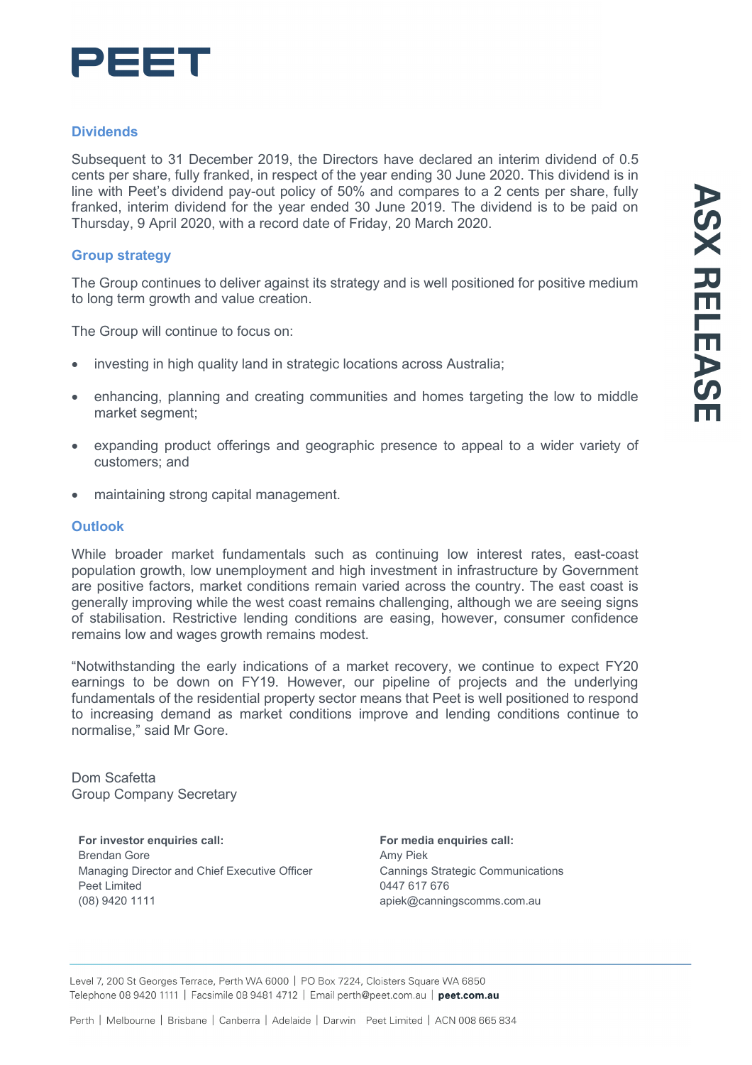## Dividends

Subsequent to 31 December 2019, the Directors have declared an interim dividend of 0.5 cents per share, fully franked, in respect of the year ending 30 June 2020. This dividend is in line with Peet's dividend pay-out policy of 50% and compares to a 2 cents per share, fully franked, interim dividend for the year ended 30 June 2019. The dividend is to be paid on Thursday, 9 April 2020, with a record date of Friday, 20 March 2020.

## Group strategy

The Group continues to deliver against its strategy and is well positioned for positive medium to long term growth and value creation.

The Group will continue to focus on:

- investing in high quality land in strategic locations across Australia;
- enhancing, planning and creating communities and homes targeting the low to middle market segment;
- expanding product offerings and geographic presence to appeal to a wider variety of customers; and
- maintaining strong capital management.

## Outlook

While broader market fundamentals such as continuing low interest rates, east-coast population growth, low unemployment and high investment in infrastructure by Government are positive factors, market conditions remain varied across the country. The east coast is generally improving while the west coast remains challenging, although we are seeing signs of stabilisation. Restrictive lending conditions are easing, however, consumer confidence remains low and wages growth remains modest.

"Notwithstanding the early indications of a market recovery, we continue to expect FY20 earnings to be down on FY19. However, our pipeline of projects and the underlying fundamentals of the residential property sector means that Peet is well positioned to respond to increasing demand as market conditions improve and lending conditions continue to normalise," said Mr Gore.

Dom Scafetta
Group Company Secretary

**For investor enquiries call:**
Brendan Gore
Managing Director and Chief Executive Officer
Peet Limited
(08) 9420 1111

**For media enquiries call:**
Amy Piek
Cannings Strategic Communications
0447 617 676
apiek@canningscomms.com.au